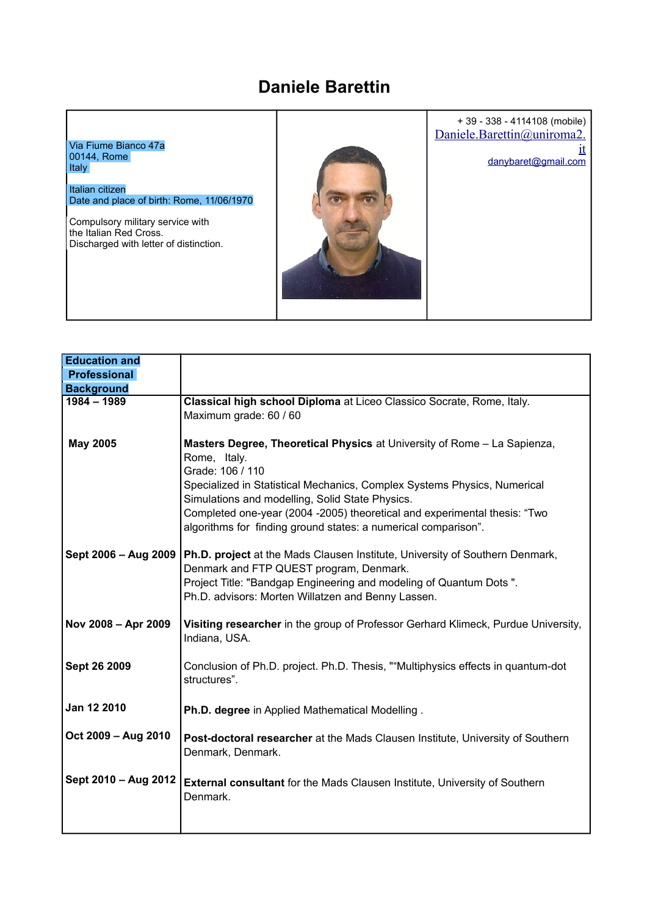# Daniele Barettin

| Via Fiume Bianco 47a<br>00144, Rome<br>Italy<br><br>Italian citizen<br>Date and place of birth: Rome, 11/06/1970<br><br>Compulsory military service with the Italian Red Cross.<br>Discharged with letter of distinction. | | + 39 - 338 - 4114108 (mobile)<br>Daniele.Barettin@uniroma2.it<br>danybaret@gmail.com |
|---|---|---|

| **Education and Professional Background** | |
|---|---|
| **1984 – 1989** | **Classical high school Diploma** at Liceo Classico Socrate, Rome, Italy.<br>Maximum grade: 60 / 60 |
| **May 2005** | **Masters Degree, Theoretical Physics** at University of Rome – La Sapienza, Rome, Italy.<br>Grade: 106 / 110<br>Specialized in Statistical Mechanics, Complex Systems Physics, Numerical Simulations and modelling, Solid State Physics.<br>Completed one-year (2004 -2005) theoretical and experimental thesis: "Two algorithms for finding ground states: a numerical comparison". |
| **Sept 2006 – Aug 2009** | **Ph.D. project** at the Mads Clausen Institute, University of Southern Denmark, Denmark and FTP QUEST program, Denmark.<br>Project Title: "Bandgap Engineering and modeling of Quantum Dots ".<br>Ph.D. advisors: Morten Willatzen and Benny Lassen. |
| **Nov 2008 – Apr 2009** | **Visiting researcher** in the group of Professor Gerhard Klimeck, Purdue University, Indiana, USA. |
| **Sept 26 2009** | Conclusion of Ph.D. project. Ph.D. Thesis, ""Multiphysics effects in quantum-dot structures". |
| **Jan 12 2010** | **Ph.D. degree** in Applied Mathematical Modelling . |
| **Oct 2009 – Aug 2010** | **Post-doctoral researcher** at the Mads Clausen Institute, University of Southern Denmark, Denmark. |
| **Sept 2010 – Aug 2012** | **External consultant** for the Mads Clausen Institute, University of Southern Denmark. |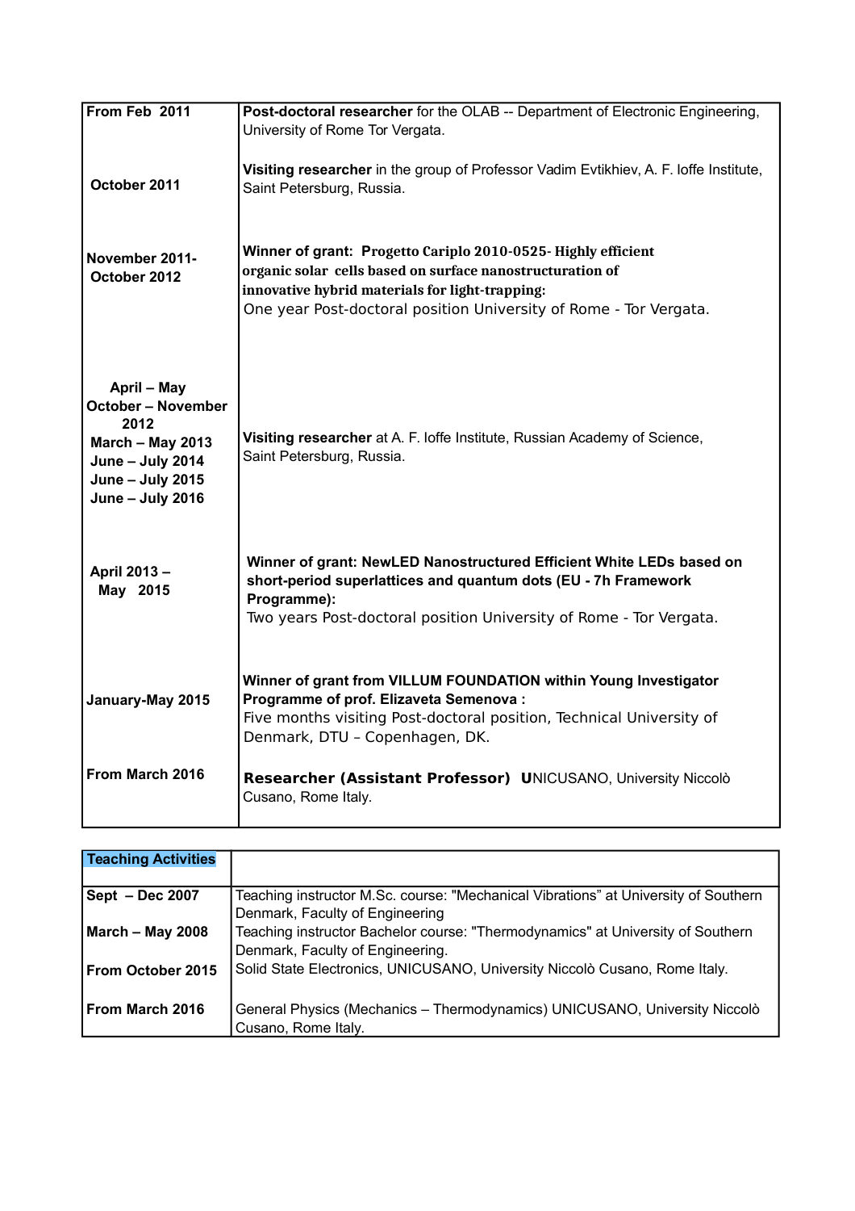| | |
|---|---|
| **From Feb 2011** | **Post-doctoral researcher** for the OLAB -- Department of Electronic Engineering, University of Rome Tor Vergata. |
| **October 2011** | **Visiting researcher** in the group of Professor Vadim Evtikhiev, A. F. Ioffe Institute, Saint Petersburg, Russia. |
| **November 2011- October 2012** | **Winner of grant: Progetto Cariplo 2010-0525- Highly efficient organic solar cells based on surface nanostructuration of innovative hybrid materials for light-trapping:** One year Post-doctoral position University of Rome - Tor Vergata. |
| **April – May**<br>**October – November 2012**<br>**March – May 2013**<br>**June – July 2014**<br>**June – July 2015**<br>**June – July 2016** | **Visiting researcher** at A. F. Ioffe Institute, Russian Academy of Science, Saint Petersburg, Russia. |
| **April 2013 – May 2015** | **Winner of grant: NewLED Nanostructured Efficient White LEDs based on short-period superlattices and quantum dots (EU - 7h Framework Programme):** Two years Post-doctoral position University of Rome - Tor Vergata. |
| **January-May 2015** | **Winner of grant from VILLUM FOUNDATION within Young Investigator Programme of prof. Elizaveta Semenova :** Five months visiting Post-doctoral position, Technical University of Denmark, DTU – Copenhagen, DK. |
| **From March 2016** | **Researcher (Assistant Professor) U**NICUSANO, University Niccolò Cusano, Rome Italy. |

| **Teaching Activities** | |
|---|---|
| **Sept – Dec 2007** | Teaching instructor M.Sc. course: "Mechanical Vibrations" at University of Southern Denmark, Faculty of Engineering |
| **March – May 2008** | Teaching instructor Bachelor course: "Thermodynamics" at University of Southern Denmark, Faculty of Engineering. |
| **From October 2015** | Solid State Electronics, UNICUSANO, University Niccolò Cusano, Rome Italy. |
| **From March 2016** | General Physics (Mechanics – Thermodynamics) UNICUSANO, University Niccolò Cusano, Rome Italy. |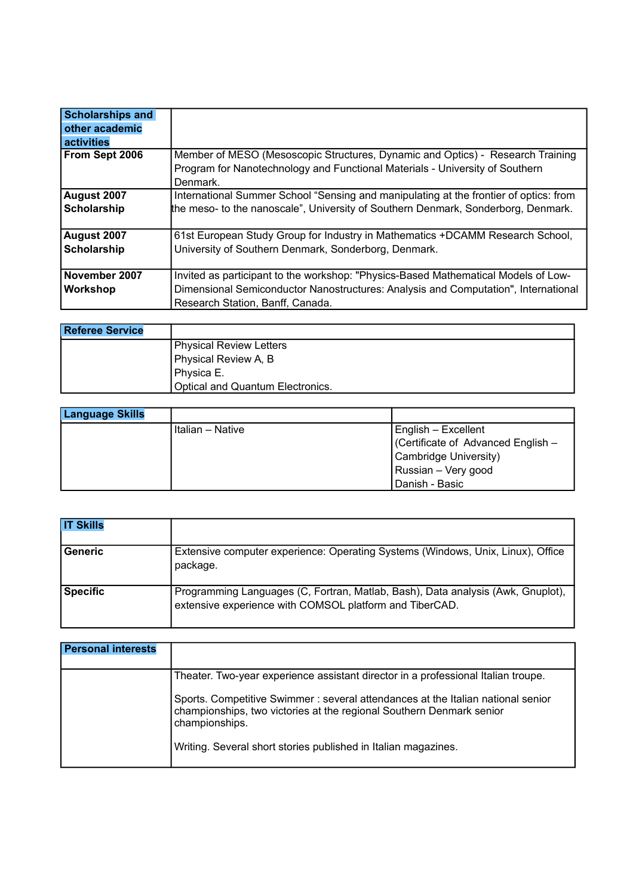| **Scholarships and other academic activities** | |
|---|---|
| **From Sept 2006** | Member of MESO (Mesoscopic Structures, Dynamic and Optics) - Research Training Program for Nanotechnology and Functional Materials - University of Southern Denmark. |
| **August 2007 Scholarship** | International Summer School “Sensing and manipulating at the frontier of optics: from the meso- to the nanoscale”, University of Southern Denmark, Sonderborg, Denmark. |
| **August 2007 Scholarship** | 61st European Study Group for Industry in Mathematics +DCAMM Research School, University of Southern Denmark, Sonderborg, Denmark. |
| **November 2007 Workshop** | Invited as participant to the workshop: "Physics-Based Mathematical Models of Low-Dimensional Semiconductor Nanostructures: Analysis and Computation", International Research Station, Banff, Canada. |

| **Referee Service** | |
|---|---|
| | Physical Review Letters<br>Physical Review A, B<br>Physica E.<br>Optical and Quantum Electronics. |

| **Language Skills** | | |
|---|---|---|
| | Italian – Native | English – Excellent<br>(Certificate of Advanced English – Cambridge University)<br>Russian – Very good<br>Danish - Basic |

| **IT Skills** | |
|---|---|
| **Generic** | Extensive computer experience: Operating Systems (Windows, Unix, Linux), Office package. |
| **Specific** | Programming Languages (C, Fortran, Matlab, Bash), Data analysis (Awk, Gnuplot), extensive experience with COMSOL platform and TiberCAD. |

| **Personal interests** | |
|---|---|
| | Theater. Two-year experience assistant director in a professional Italian troupe.<br><br>Sports. Competitive Swimmer : several attendances at the Italian national senior championships, two victories at the regional Southern Denmark senior championships.<br><br>Writing. Several short stories published in Italian magazines. |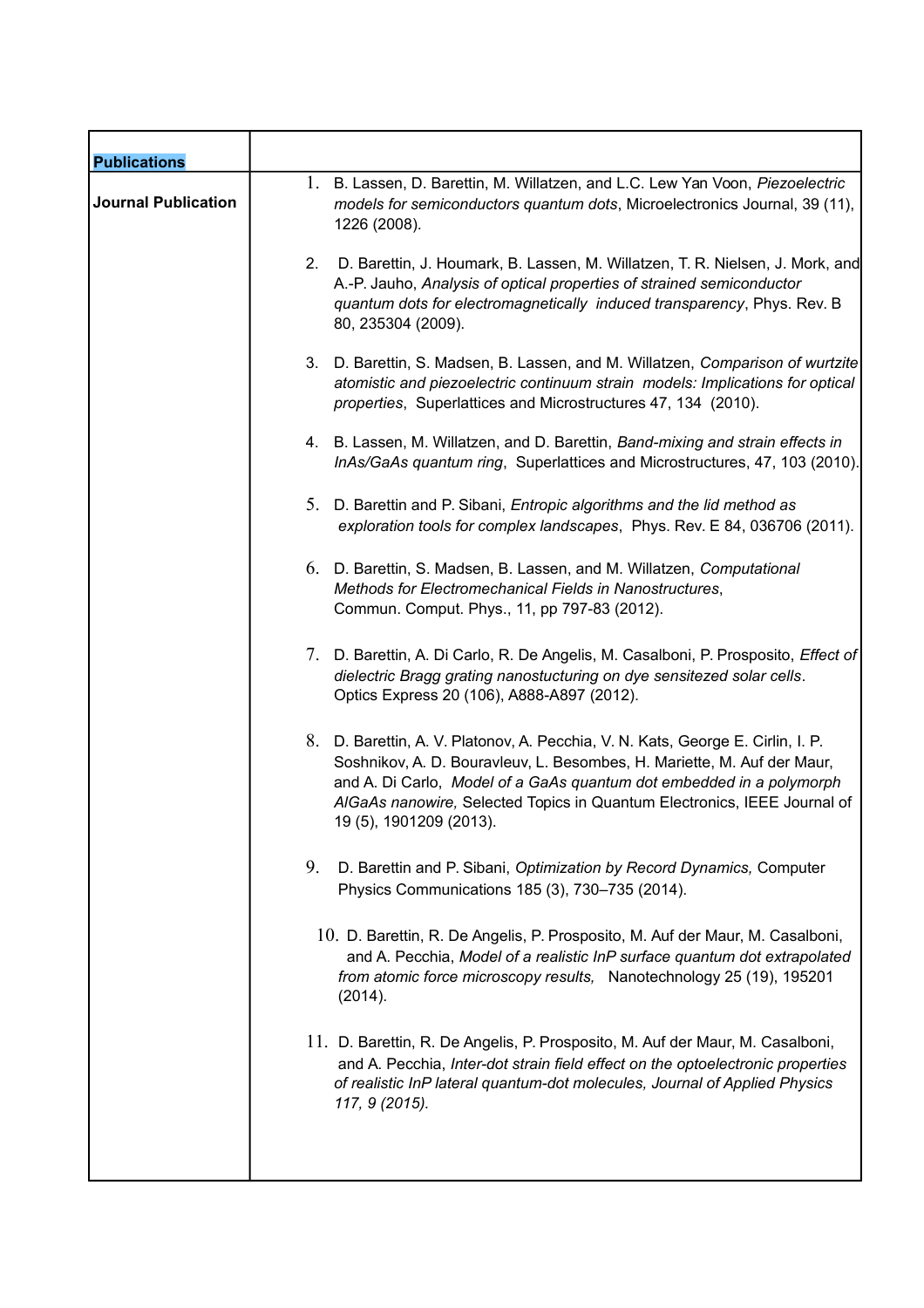| **Publications** | |
|---|---|
| **Journal Publication** | 1. B. Lassen, D. Barettin, M. Willatzen, and L.C. Lew Yan Voon, *Piezoelectric models for semiconductors quantum dots*, Microelectronics Journal, 39 (11), 1226 (2008).<br><br>2. D. Barettin, J. Houmark, B. Lassen, M. Willatzen, T. R. Nielsen, J. Mork, and A.-P. Jauho, *Analysis of optical properties of strained semiconductor quantum dots for electromagnetically induced transparency*, Phys. Rev. B 80, 235304 (2009).<br><br>3. D. Barettin, S. Madsen, B. Lassen, and M. Willatzen, *Comparison of wurtzite atomistic and piezoelectric continuum strain models: Implications for optical properties*, Superlattices and Microstructures 47, 134 (2010).<br><br>4. B. Lassen, M. Willatzen, and D. Barettin, *Band-mixing and strain effects in InAs/GaAs quantum ring*, Superlattices and Microstructures, 47, 103 (2010).<br><br>5. D. Barettin and P. Sibani, *Entropic algorithms and the lid method as exploration tools for complex landscapes*, Phys. Rev. E 84, 036706 (2011).<br><br>6. D. Barettin, S. Madsen, B. Lassen, and M. Willatzen, *Computational Methods for Electromechanical Fields in Nanostructures*, Commun. Comput. Phys., 11, pp 797-83 (2012).<br><br>7. D. Barettin, A. Di Carlo, R. De Angelis, M. Casalboni, P. Prosposito, *Effect of dielectric Bragg grating nanostucturing on dye sensitezed solar cells*. Optics Express 20 (106), A888-A897 (2012).<br><br>8. D. Barettin, A. V. Platonov, A. Pecchia, V. N. Kats, George E. Cirlin, I. P. Soshnikov, A. D. Bouravleuv, L. Besombes, H. Mariette, M. Auf der Maur, and A. Di Carlo, *Model of a GaAs quantum dot embedded in a polymorph AlGaAs nanowire,* Selected Topics in Quantum Electronics, IEEE Journal of 19 (5), 1901209 (2013).<br><br>9. D. Barettin and P. Sibani, *Optimization by Record Dynamics,* Computer Physics Communications 185 (3), 730–735 (2014).<br><br>10. D. Barettin, R. De Angelis, P. Prosposito, M. Auf der Maur, M. Casalboni, and A. Pecchia, *Model of a realistic InP surface quantum dot extrapolated from atomic force microscopy results,* Nanotechnology 25 (19), 195201 (2014).<br><br>11. D. Barettin, R. De Angelis, P. Prosposito, M. Auf der Maur, M. Casalboni, and A. Pecchia, *Inter-dot strain field effect on the optoelectronic properties of realistic InP lateral quantum-dot molecules, Journal of Applied Physics 117, 9 (2015).* |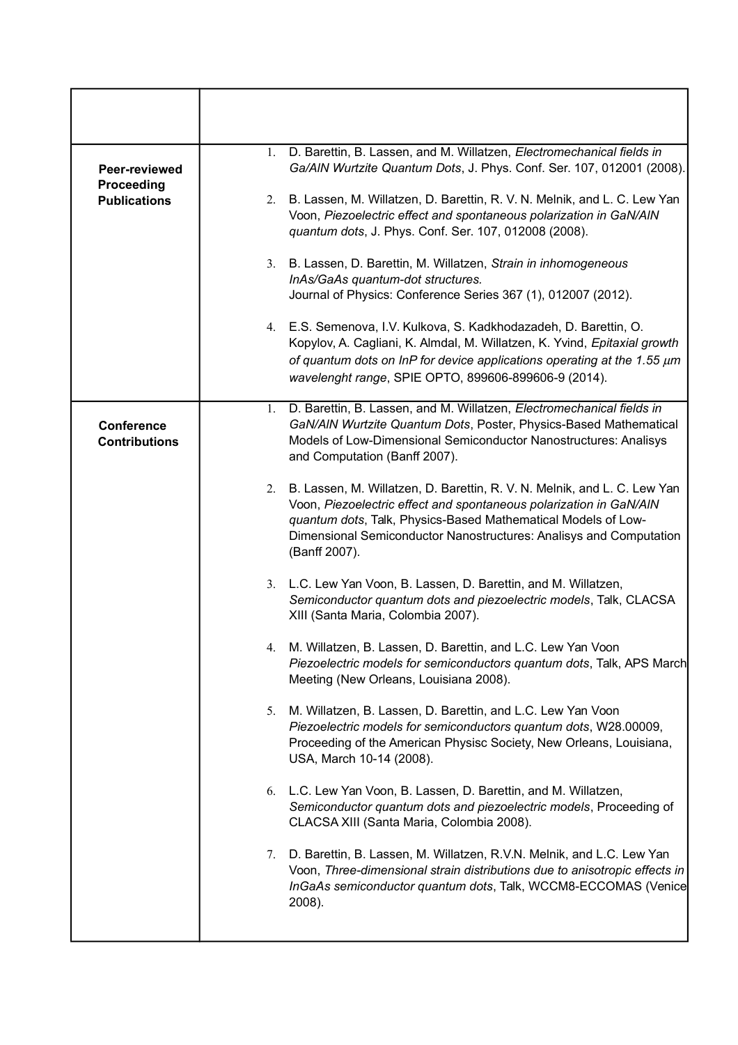| | |
|---|---|
| | |
| **Peer-reviewed Proceeding Publications** | 1. D. Barettin, B. Lassen, and M. Willatzen, *Electromechanical fields in Ga/AlN Wurtzite Quantum Dots*, J. Phys. Conf. Ser. 107, 012001 (2008).<br><br>2. B. Lassen, M. Willatzen, D. Barettin, R. V. N. Melnik, and L. C. Lew Yan Voon, *Piezoelectric effect and spontaneous polarization in GaN/AlN quantum dots*, J. Phys. Conf. Ser. 107, 012008 (2008).<br><br>3. B. Lassen, D. Barettin, M. Willatzen, *Strain in inhomogeneous InAs/GaAs quantum-dot structures.* Journal of Physics: Conference Series 367 (1), 012007 (2012).<br><br>4. E.S. Semenova, I.V. Kulkova, S. Kadkhodazadeh, D. Barettin, O. Kopylov, A. Cagliani, K. Almdal, M. Willatzen, K. Yvind, *Epitaxial growth of quantum dots on InP for device applications operating at the 1.55 µm wavelenght range*, SPIE OPTO, 899606-899606-9 (2014). |
| **Conference Contributions** | 1. D. Barettin, B. Lassen, and M. Willatzen, *Electromechanical fields in GaN/AlN Wurtzite Quantum Dots*, Poster, Physics-Based Mathematical Models of Low-Dimensional Semiconductor Nanostructures: Analisys and Computation (Banff 2007).<br><br>2. B. Lassen, M. Willatzen, D. Barettin, R. V. N. Melnik, and L. C. Lew Yan Voon, *Piezoelectric effect and spontaneous polarization in GaN/AlN quantum dots*, Talk, Physics-Based Mathematical Models of Low-Dimensional Semiconductor Nanostructures: Analisys and Computation (Banff 2007).<br><br>3. L.C. Lew Yan Voon, B. Lassen, D. Barettin, and M. Willatzen, *Semiconductor quantum dots and piezoelectric models*, Talk, CLACSA XIII (Santa Maria, Colombia 2007).<br><br>4. M. Willatzen, B. Lassen, D. Barettin, and L.C. Lew Yan Voon *Piezoelectric models for semiconductors quantum dots*, Talk, APS March Meeting (New Orleans, Louisiana 2008).<br><br>5. M. Willatzen, B. Lassen, D. Barettin, and L.C. Lew Yan Voon *Piezoelectric models for semiconductors quantum dots*, W28.00009, Proceeding of the American Physisc Society, New Orleans, Louisiana, USA, March 10-14 (2008).<br><br>6. L.C. Lew Yan Voon, B. Lassen, D. Barettin, and M. Willatzen, *Semiconductor quantum dots and piezoelectric models*, Proceeding of CLACSA XIII (Santa Maria, Colombia 2008).<br><br>7. D. Barettin, B. Lassen, M. Willatzen, R.V.N. Melnik, and L.C. Lew Yan Voon, *Three-dimensional strain distributions due to anisotropic effects in InGaAs semiconductor quantum dots*, Talk, WCCM8-ECCOMAS (Venice 2008). |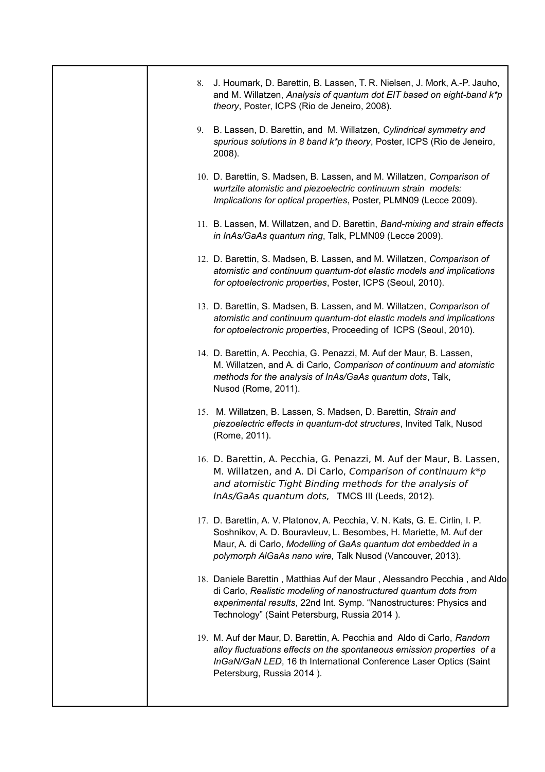8. J. Houmark, D. Barettin, B. Lassen, T. R. Nielsen, J. Mork, A.-P. Jauho, and M. Willatzen, *Analysis of quantum dot EIT based on eight-band k*p theory*, Poster, ICPS (Rio de Jeneiro, 2008).

9. B. Lassen, D. Barettin, and M. Willatzen, *Cylindrical symmetry and spurious solutions in 8 band k*p theory*, Poster, ICPS (Rio de Jeneiro, 2008).

10. D. Barettin, S. Madsen, B. Lassen, and M. Willatzen, *Comparison of wurtzite atomistic and piezoelectric continuum strain models: Implications for optical properties*, Poster, PLMN09 (Lecce 2009).

11. B. Lassen, M. Willatzen, and D. Barettin, *Band-mixing and strain effects in InAs/GaAs quantum ring*, Talk, PLMN09 (Lecce 2009).

12. D. Barettin, S. Madsen, B. Lassen, and M. Willatzen, *Comparison of atomistic and continuum quantum-dot elastic models and implications for optoelectronic properties*, Poster, ICPS (Seoul, 2010).

13. D. Barettin, S. Madsen, B. Lassen, and M. Willatzen, *Comparison of atomistic and continuum quantum-dot elastic models and implications for optoelectronic properties*, Proceeding of ICPS (Seoul, 2010).

14. D. Barettin, A. Pecchia, G. Penazzi, M. Auf der Maur, B. Lassen, M. Willatzen, and A. di Carlo, *Comparison of continuum and atomistic methods for the analysis of InAs/GaAs quantum dots*, Talk, Nusod (Rome, 2011).

15. M. Willatzen, B. Lassen, S. Madsen, D. Barettin, *Strain and piezoelectric effects in quantum-dot structures*, Invited Talk, Nusod (Rome, 2011).

16. D. Barettin, A. Pecchia, G. Penazzi, M. Auf der Maur, B. Lassen, M. Willatzen, and A. Di Carlo, *Comparison of continuum k*p and atomistic Tight Binding methods for the analysis of InAs/GaAs quantum dots,* TMCS III (Leeds, 2012).

17. D. Barettin, A. V. Platonov, A. Pecchia, V. N. Kats, G. E. Cirlin, I. P. Soshnikov, A. D. Bouravleuv, L. Besombes, H. Mariette, M. Auf der Maur, A. di Carlo, *Modelling of GaAs quantum dot embedded in a polymorph AlGaAs nano wire,* Talk Nusod (Vancouver, 2013).

18. Daniele Barettin , Matthias Auf der Maur , Alessandro Pecchia , and Aldo di Carlo, *Realistic modeling of nanostructured quantum dots from experimental results*, 22nd Int. Symp. “Nanostructures: Physics and Technology” (Saint Petersburg, Russia 2014 ).

19. M. Auf der Maur, D. Barettin, A. Pecchia and Aldo di Carlo, *Random alloy fluctuations effects on the spontaneous emission properties of a InGaN/GaN LED*, 16 th International Conference Laser Optics (Saint Petersburg, Russia 2014 ).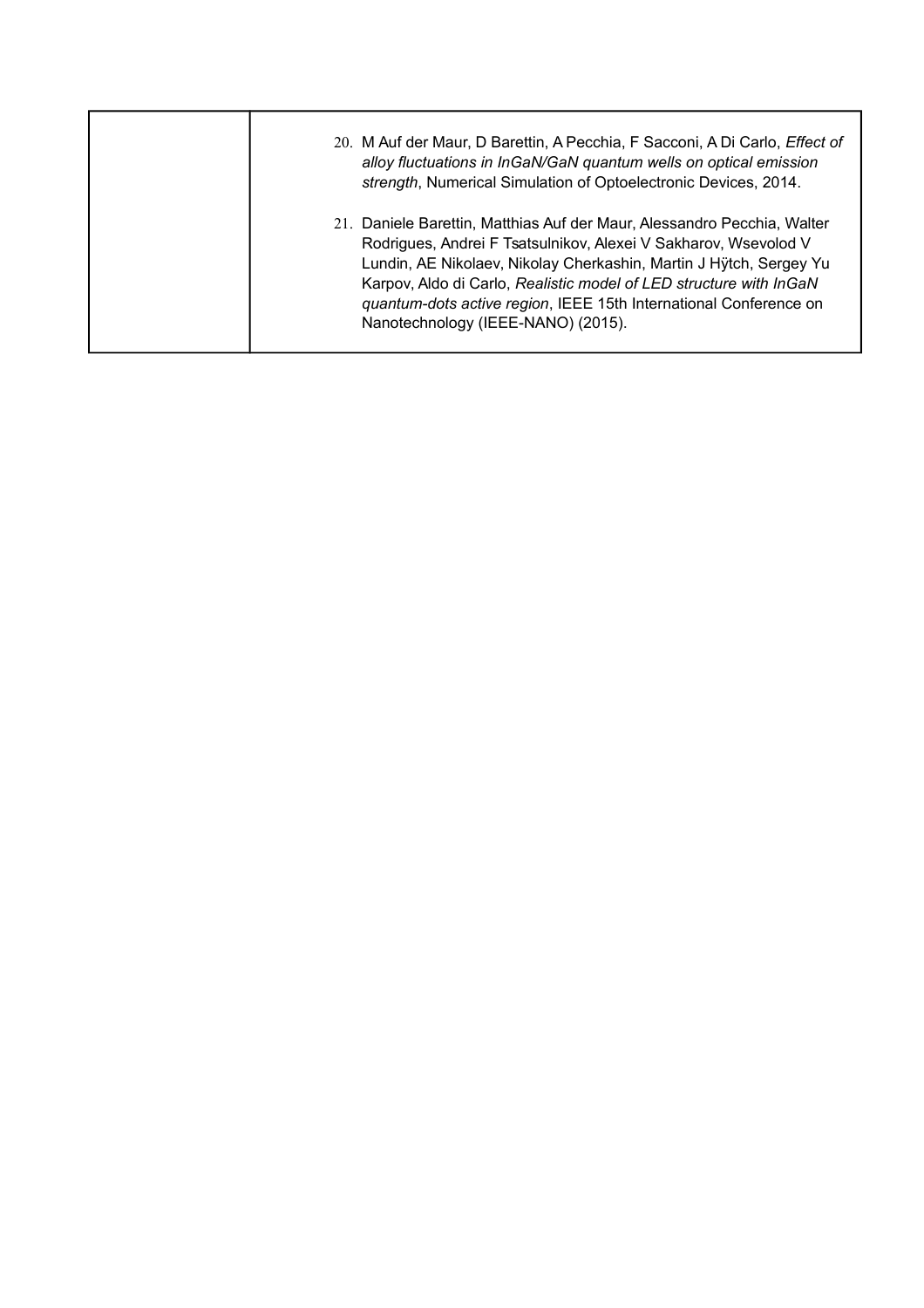| | |
|---|---|
| | 20. M Auf der Maur, D Barettin, A Pecchia, F Sacconi, A Di Carlo, *Effect of alloy fluctuations in InGaN/GaN quantum wells on optical emission strength*, Numerical Simulation of Optoelectronic Devices, 2014.<br><br>21. Daniele Barettin, Matthias Auf der Maur, Alessandro Pecchia, Walter Rodrigues, Andrei F Tsatsulnikov, Alexei V Sakharov, Wsevolod V Lundin, AE Nikolaev, Nikolay Cherkashin, Martin J Hÿtch, Sergey Yu Karpov, Aldo di Carlo, *Realistic model of LED structure with InGaN quantum-dots active region*, IEEE 15th International Conference on Nanotechnology (IEEE-NANO) (2015). |